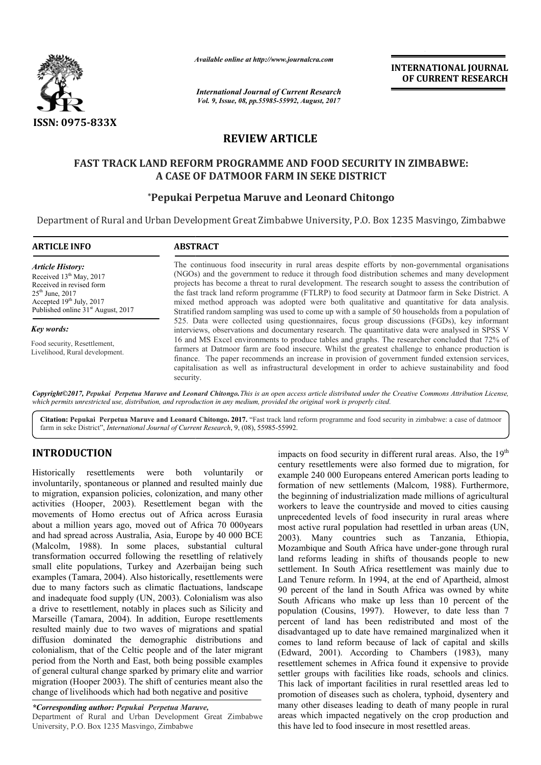*Available online at http://www.journalcra.com*

*International Journal of Current Research*
*Vol. 9, Issue, 08, pp.55985-55992, August, 2017*

**INTERNATIONAL JOURNAL OF CURRENT RESEARCH**

ISSN: 0975-833X

# REVIEW ARTICLE

# FAST TRACK LAND REFORM PROGRAMME AND FOOD SECURITY IN ZIMBABWE: A CASE OF DATMOOR FARM IN SEKE DISTRICT

**\*Pepukai Perpetua Maruve and Leonard Chitongo**

Department of Rural and Urban Development Great Zimbabwe University, P.O. Box 1235 Masvingo, Zimbabwe

**ARTICLE INFO**

*Article History:*

Received 13th May, 2017
Received in revised form 25th June, 2017
Accepted 19th July, 2017
Published online 31st August, 2017

*Key words:*

Food security, Resettlement, Livelihood, Rural development.

**ABSTRACT**

The continuous food insecurity in rural areas despite efforts by non-governmental organisations (NGOs) and the government to reduce it through food distribution schemes and many development projects has become a threat to rural development. The research sought to assess the contribution of the fast track land reform programme (FTLRP) to food security at Datmoor farm in Seke District. A mixed method approach was adopted were both qualitative and quantitative for data analysis. Stratified random sampling was used to come up with a sample of 50 households from a population of 525. Data were collected using questionnaires, focus group discussions (FGDs), key informant interviews, observations and documentary research. The quantitative data were analysed in SPSS V 16 and MS Excel environments to produce tables and graphs. The researcher concluded that 72% of farmers at Datmoor farm are food insecure. Whilst the greatest challenge to enhance production is finance. The paper recommends an increase in provision of government funded extension services, capitalisation as well as infrastructural development in order to achieve sustainability and food security.

***Copyright©2017, Pepukai Perpetua Maruve and Leonard Chitongo.*** *This is an open access article distributed under the Creative Commons Attribution License, which permits unrestricted use, distribution, and reproduction in any medium, provided the original work is properly cited.*

**Citation: Pepukai Perpetua Maruve and Leonard Chitongo. 2017.** "Fast track land reform programme and food security in zimbabwe: a case of datmoor farm in seke District", *International Journal of Current Research*, 9, (08), 55985-55992.

## INTRODUCTION

Historically resettlements were both voluntarily or involuntarily, spontaneous or planned and resulted mainly due to migration, expansion policies, colonization, and many other activities (Hooper, 2003). Resettlement began with the movements of Homo erectus out of Africa across Eurasia about a million years ago, moved out of Africa 70 000years and had spread across Australia, Asia, Europe by 40 000 BCE (Malcolm, 1988). In some places, substantial cultural transformation occurred following the resettling of relatively small elite populations, Turkey and Azerbaijan being such examples (Tamara, 2004). Also historically, resettlements were due to many factors such as climatic fluctuations, landscape and inadequate food supply (UN, 2003). Colonialism was also a drive to resettlement, notably in places such as Silicity and Marseille (Tamara, 2004). In addition, Europe resettlements resulted mainly due to two waves of migrations and spatial diffusion dominated the demographic distributions and colonialism, that of the Celtic people and of the later migrant period from the North and East, both being possible examples of general cultural change sparked by primary elite and warrior migration (Hooper 2003). The shift of centuries meant also the change of livelihoods which had both negative and positive impacts on food security in different rural areas. Also, the 19th century resettlements were also formed due to migration, for example 240 000 Europeans entered American ports leading to formation of new settlements (Malcom, 1988). Furthermore, the beginning of industrialization made millions of agricultural workers to leave the countryside and moved to cities causing unprecedented levels of food insecurity in rural areas where most active rural population had resettled in urban areas (UN, 2003). Many countries such as Tanzania, Ethiopia, Mozambique and South Africa have under-gone through rural land reforms leading in shifts of thousands people to new settlement. In South Africa resettlement was mainly due to Land Tenure reform. In 1994, at the end of Apartheid, almost 90 percent of the land in South Africa was owned by white South Africans who make up less than 10 percent of the population (Cousins, 1997). However, to date less than 7 percent of land has been redistributed and most of the disadvantaged up to date have remained marginalized when it comes to land reform because of lack of capital and skills (Edward, 2001). According to Chambers (1983), many resettlement schemes in Africa found it expensive to provide settler groups with facilities like roads, schools and clinics. This lack of important facilities in rural resettled areas led to promotion of diseases such as cholera, typhoid, dysentery and many other diseases leading to death of many people in rural areas which impacted negatively on the crop production and this have led to food insecure in most resettled areas.

*\*Corresponding author: Pepukai Perpetua Maruve,*
Department of Rural and Urban Development Great Zimbabwe University, P.O. Box 1235 Masvingo, Zimbabwe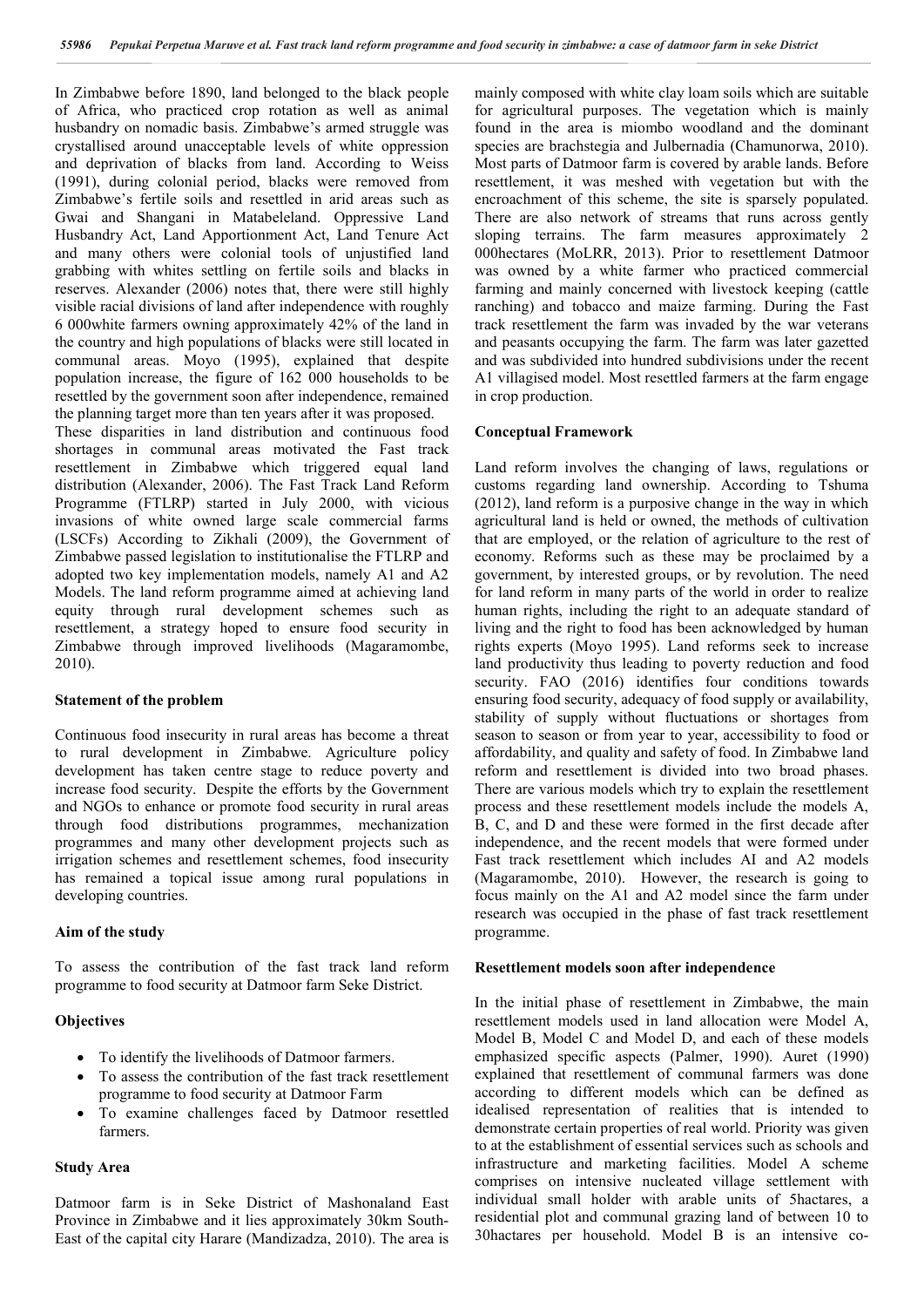In Zimbabwe before 1890, land belonged to the black people of Africa, who practiced crop rotation as well as animal husbandry on nomadic basis. Zimbabwe's armed struggle was crystallised around unacceptable levels of white oppression and deprivation of blacks from land. According to Weiss (1991), during colonial period, blacks were removed from Zimbabwe's fertile soils and resettled in arid areas such as Gwai and Shangani in Matabeleland. Oppressive Land Husbandry Act, Land Apportionment Act, Land Tenure Act and many others were colonial tools of unjustified land grabbing with whites settling on fertile soils and blacks in reserves. Alexander (2006) notes that, there were still highly visible racial divisions of land after independence with roughly 6 000white farmers owning approximately 42% of the land in the country and high populations of blacks were still located in communal areas. Moyo (1995), explained that despite population increase, the figure of 162 000 households to be resettled by the government soon after independence, remained the planning target more than ten years after it was proposed. These disparities in land distribution and continuous food shortages in communal areas motivated the Fast track resettlement in Zimbabwe which triggered equal land distribution (Alexander, 2006). The Fast Track Land Reform Programme (FTLRP) started in July 2000, with vicious invasions of white owned large scale commercial farms (LSCFs) According to Zikhali (2009), the Government of Zimbabwe passed legislation to institutionalise the FTLRP and adopted two key implementation models, namely A1 and A2 Models. The land reform programme aimed at achieving land equity through rural development schemes such as resettlement, a strategy hoped to ensure food security in Zimbabwe through improved livelihoods (Magaramombe, 2010).

## Statement of the problem

Continuous food insecurity in rural areas has become a threat to rural development in Zimbabwe. Agriculture policy development has taken centre stage to reduce poverty and increase food security. Despite the efforts by the Government and NGOs to enhance or promote food security in rural areas through food distributions programmes, mechanization programmes and many other development projects such as irrigation schemes and resettlement schemes, food insecurity has remained a topical issue among rural populations in developing countries.

## Aim of the study

To assess the contribution of the fast track land reform programme to food security at Datmoor farm Seke District.

## Objectives

- To identify the livelihoods of Datmoor farmers.
- To assess the contribution of the fast track resettlement programme to food security at Datmoor Farm
- To examine challenges faced by Datmoor resettled farmers.

## Study Area

Datmoor farm is in Seke District of Mashonaland East Province in Zimbabwe and it lies approximately 30km South-East of the capital city Harare (Mandizadza, 2010). The area is mainly composed with white clay loam soils which are suitable for agricultural purposes. The vegetation which is mainly found in the area is miombo woodland and the dominant species are brachstegia and Julbernadia (Chamunorwa, 2010). Most parts of Datmoor farm is covered by arable lands. Before resettlement, it was meshed with vegetation but with the encroachment of this scheme, the site is sparsely populated. There are also network of streams that runs across gently sloping terrains. The farm measures approximately 2 000hectares (MoLRR, 2013). Prior to resettlement Datmoor was owned by a white farmer who practiced commercial farming and mainly concerned with livestock keeping (cattle ranching) and tobacco and maize farming. During the Fast track resettlement the farm was invaded by the war veterans and peasants occupying the farm. The farm was later gazetted and was subdivided into hundred subdivisions under the recent A1 villagised model. Most resettled farmers at the farm engage in crop production.

## Conceptual Framework

Land reform involves the changing of laws, regulations or customs regarding land ownership. According to Tshuma (2012), land reform is a purposive change in the way in which agricultural land is held or owned, the methods of cultivation that are employed, or the relation of agriculture to the rest of economy. Reforms such as these may be proclaimed by a government, by interested groups, or by revolution. The need for land reform in many parts of the world in order to realize human rights, including the right to an adequate standard of living and the right to food has been acknowledged by human rights experts (Moyo 1995). Land reforms seek to increase land productivity thus leading to poverty reduction and food security. FAO (2016) identifies four conditions towards ensuring food security, adequacy of food supply or availability, stability of supply without fluctuations or shortages from season to season or from year to year, accessibility to food or affordability, and quality and safety of food. In Zimbabwe land reform and resettlement is divided into two broad phases. There are various models which try to explain the resettlement process and these resettlement models include the models A, B, C, and D and these were formed in the first decade after independence, and the recent models that were formed under Fast track resettlement which includes AI and A2 models (Magaramombe, 2010). However, the research is going to focus mainly on the A1 and A2 model since the farm under research was occupied in the phase of fast track resettlement programme.

## Resettlement models soon after independence

In the initial phase of resettlement in Zimbabwe, the main resettlement models used in land allocation were Model A, Model B, Model C and Model D, and each of these models emphasized specific aspects (Palmer, 1990). Auret (1990) explained that resettlement of communal farmers was done according to different models which can be defined as idealised representation of realities that is intended to demonstrate certain properties of real world. Priority was given to at the establishment of essential services such as schools and infrastructure and marketing facilities. Model A scheme comprises on intensive nucleated village settlement with individual small holder with arable units of 5hactares, a residential plot and communal grazing land of between 10 to 30hactares per household. Model B is an intensive co-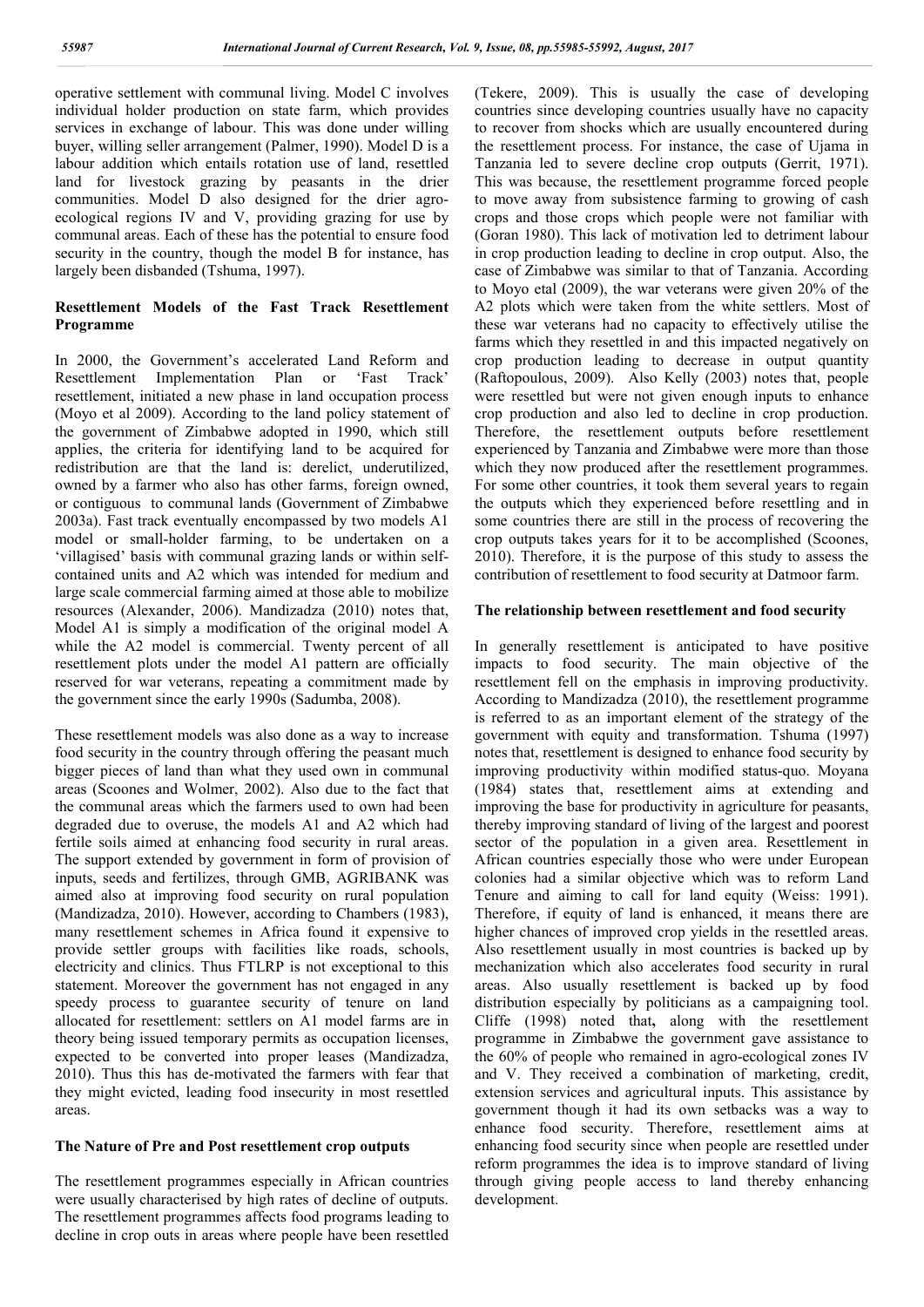operative settlement with communal living. Model C involves individual holder production on state farm, which provides services in exchange of labour. This was done under willing buyer, willing seller arrangement (Palmer, 1990). Model D is a labour addition which entails rotation use of land, resettled land for livestock grazing by peasants in the drier communities. Model D also designed for the drier agro-ecological regions IV and V, providing grazing for use by communal areas. Each of these has the potential to ensure food security in the country, though the model B for instance, has largely been disbanded (Tshuma, 1997).

### Resettlement Models of the Fast Track Resettlement Programme

In 2000, the Government's accelerated Land Reform and Resettlement Implementation Plan or 'Fast Track' resettlement, initiated a new phase in land occupation process (Moyo et al 2009). According to the land policy statement of the government of Zimbabwe adopted in 1990, which still applies, the criteria for identifying land to be acquired for redistribution are that the land is: derelict, underutilized, owned by a farmer who also has other farms, foreign owned, or contiguous to communal lands (Government of Zimbabwe 2003a). Fast track eventually encompassed by two models A1 model or small-holder farming, to be undertaken on a 'villagised' basis with communal grazing lands or within self-contained units and A2 which was intended for medium and large scale commercial farming aimed at those able to mobilize resources (Alexander, 2006). Mandizadza (2010) notes that, Model A1 is simply a modification of the original model A while the A2 model is commercial. Twenty percent of all resettlement plots under the model A1 pattern are officially reserved for war veterans, repeating a commitment made by the government since the early 1990s (Sadumba, 2008).

These resettlement models was also done as a way to increase food security in the country through offering the peasant much bigger pieces of land than what they used own in communal areas (Scoones and Wolmer, 2002). Also due to the fact that the communal areas which the farmers used to own had been degraded due to overuse, the models A1 and A2 which had fertile soils aimed at enhancing food security in rural areas. The support extended by government in form of provision of inputs, seeds and fertilizes, through GMB, AGRIBANK was aimed also at improving food security on rural population (Mandizadza, 2010). However, according to Chambers (1983), many resettlement schemes in Africa found it expensive to provide settler groups with facilities like roads, schools, electricity and clinics. Thus FTLRP is not exceptional to this statement. Moreover the government has not engaged in any speedy process to guarantee security of tenure on land allocated for resettlement: settlers on A1 model farms are in theory being issued temporary permits as occupation licenses, expected to be converted into proper leases (Mandizadza, 2010). Thus this has de-motivated the farmers with fear that they might evicted, leading food insecurity in most resettled areas.

### The Nature of Pre and Post resettlement crop outputs

The resettlement programmes especially in African countries were usually characterised by high rates of decline of outputs. The resettlement programmes affects food programs leading to decline in crop outs in areas where people have been resettled (Tekere, 2009). This is usually the case of developing countries since developing countries usually have no capacity to recover from shocks which are usually encountered during the resettlement process. For instance, the case of Ujama in Tanzania led to severe decline crop outputs (Gerrit, 1971). This was because, the resettlement programme forced people to move away from subsistence farming to growing of cash crops and those crops which people were not familiar with (Goran 1980). This lack of motivation led to detriment labour in crop production leading to decline in crop output. Also, the case of Zimbabwe was similar to that of Tanzania. According to Moyo etal (2009), the war veterans were given 20% of the A2 plots which were taken from the white settlers. Most of these war veterans had no capacity to effectively utilise the farms which they resettled in and this impacted negatively on crop production leading to decrease in output quantity (Raftopoulous, 2009). Also Kelly (2003) notes that, people were resettled but were not given enough inputs to enhance crop production and also led to decline in crop production. Therefore, the resettlement outputs before resettlement experienced by Tanzania and Zimbabwe were more than those which they now produced after the resettlement programmes. For some other countries, it took them several years to regain the outputs which they experienced before resettling and in some countries there are still in the process of recovering the crop outputs takes years for it to be accomplished (Scoones, 2010). Therefore, it is the purpose of this study to assess the contribution of resettlement to food security at Datmoor farm.

### The relationship between resettlement and food security

In generally resettlement is anticipated to have positive impacts to food security. The main objective of the resettlement fell on the emphasis in improving productivity. According to Mandizadza (2010), the resettlement programme is referred to as an important element of the strategy of the government with equity and transformation. Tshuma (1997) notes that, resettlement is designed to enhance food security by improving productivity within modified status-quo. Moyana (1984) states that, resettlement aims at extending and improving the base for productivity in agriculture for peasants, thereby improving standard of living of the largest and poorest sector of the population in a given area. Resettlement in African countries especially those who were under European colonies had a similar objective which was to reform Land Tenure and aiming to call for land equity (Weiss: 1991). Therefore, if equity of land is enhanced, it means there are higher chances of improved crop yields in the resettled areas. Also resettlement usually in most countries is backed up by mechanization which also accelerates food security in rural areas. Also usually resettlement is backed up by food distribution especially by politicians as a campaigning tool. Cliffe (1998) noted that**,** along with the resettlement programme in Zimbabwe the government gave assistance to the 60% of people who remained in agro-ecological zones IV and V. They received a combination of marketing, credit, extension services and agricultural inputs. This assistance by government though it had its own setbacks was a way to enhance food security. Therefore, resettlement aims at enhancing food security since when people are resettled under reform programmes the idea is to improve standard of living through giving people access to land thereby enhancing development.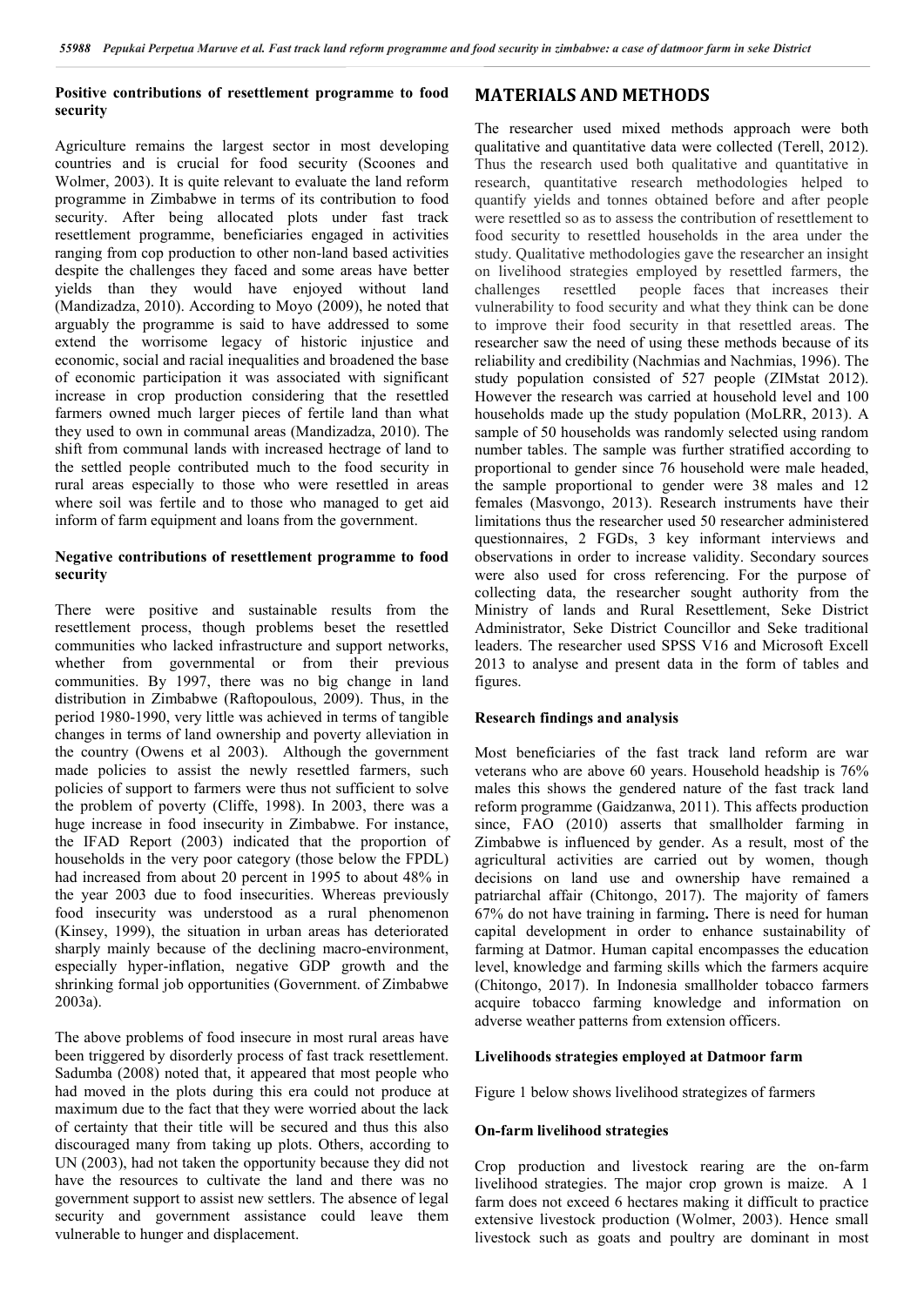### Positive contributions of resettlement programme to food security

Agriculture remains the largest sector in most developing countries and is crucial for food security (Scoones and Wolmer, 2003). It is quite relevant to evaluate the land reform programme in Zimbabwe in terms of its contribution to food security. After being allocated plots under fast track resettlement programme, beneficiaries engaged in activities ranging from cop production to other non-land based activities despite the challenges they faced and some areas have better yields than they would have enjoyed without land (Mandizadza, 2010). According to Moyo (2009), he noted that arguably the programme is said to have addressed to some extend the worrisome legacy of historic injustice and economic, social and racial inequalities and broadened the base of economic participation it was associated with significant increase in crop production considering that the resettled farmers owned much larger pieces of fertile land than what they used to own in communal areas (Mandizadza, 2010). The shift from communal lands with increased hectrage of land to the settled people contributed much to the food security in rural areas especially to those who were resettled in areas where soil was fertile and to those who managed to get aid inform of farm equipment and loans from the government.

### Negative contributions of resettlement programme to food security

There were positive and sustainable results from the resettlement process, though problems beset the resettled communities who lacked infrastructure and support networks, whether from governmental or from their previous communities. By 1997, there was no big change in land distribution in Zimbabwe (Raftopoulous, 2009). Thus, in the period 1980-1990, very little was achieved in terms of tangible changes in terms of land ownership and poverty alleviation in the country (Owens et al 2003). Although the government made policies to assist the newly resettled farmers, such policies of support to farmers were thus not sufficient to solve the problem of poverty (Cliffe, 1998). In 2003, there was a huge increase in food insecurity in Zimbabwe. For instance, the IFAD Report (2003) indicated that the proportion of households in the very poor category (those below the FPDL) had increased from about 20 percent in 1995 to about 48% in the year 2003 due to food insecurities. Whereas previously food insecurity was understood as a rural phenomenon (Kinsey, 1999), the situation in urban areas has deteriorated sharply mainly because of the declining macro-environment, especially hyper-inflation, negative GDP growth and the shrinking formal job opportunities (Government. of Zimbabwe 2003a).

The above problems of food insecure in most rural areas have been triggered by disorderly process of fast track resettlement. Sadumba (2008) noted that, it appeared that most people who had moved in the plots during this era could not produce at maximum due to the fact that they were worried about the lack of certainty that their title will be secured and thus this also discouraged many from taking up plots. Others, according to UN (2003), had not taken the opportunity because they did not have the resources to cultivate the land and there was no government support to assist new settlers. The absence of legal security and government assistance could leave them vulnerable to hunger and displacement.

## MATERIALS AND METHODS

The researcher used mixed methods approach were both qualitative and quantitative data were collected (Terell, 2012). Thus the research used both qualitative and quantitative in research, quantitative research methodologies helped to quantify yields and tonnes obtained before and after people were resettled so as to assess the contribution of resettlement to food security to resettled households in the area under the study. Qualitative methodologies gave the researcher an insight on livelihood strategies employed by resettled farmers, the challenges resettled people faces that increases their vulnerability to food security and what they think can be done to improve their food security in that resettled areas. The researcher saw the need of using these methods because of its reliability and credibility (Nachmias and Nachmias, 1996). The study population consisted of 527 people (ZIMstat 2012). However the research was carried at household level and 100 households made up the study population (MoLRR, 2013). A sample of 50 households was randomly selected using random number tables. The sample was further stratified according to proportional to gender since 76 household were male headed, the sample proportional to gender were 38 males and 12 females (Masvongo, 2013). Research instruments have their limitations thus the researcher used 50 researcher administered questionnaires, 2 FGDs, 3 key informant interviews and observations in order to increase validity. Secondary sources were also used for cross referencing. For the purpose of collecting data, the researcher sought authority from the Ministry of lands and Rural Resettlement, Seke District Administrator, Seke District Councillor and Seke traditional leaders. The researcher used SPSS V16 and Microsoft Excell 2013 to analyse and present data in the form of tables and figures.

### Research findings and analysis

Most beneficiaries of the fast track land reform are war veterans who are above 60 years. Household headship is 76% males this shows the gendered nature of the fast track land reform programme (Gaidzanwa, 2011). This affects production since, FAO (2010) asserts that smallholder farming in Zimbabwe is influenced by gender. As a result, most of the agricultural activities are carried out by women, though decisions on land use and ownership have remained a patriarchal affair (Chitongo, 2017). The majority of famers 67% do not have training in farming**.** There is need for human capital development in order to enhance sustainability of farming at Datmor. Human capital encompasses the education level, knowledge and farming skills which the farmers acquire (Chitongo, 2017). In Indonesia smallholder tobacco farmers acquire tobacco farming knowledge and information on adverse weather patterns from extension officers.

### Livelihoods strategies employed at Datmoor farm

Figure 1 below shows livelihood strategizes of farmers

### On-farm livelihood strategies

Crop production and livestock rearing are the on-farm livelihood strategies. The major crop grown is maize. A 1 farm does not exceed 6 hectares making it difficult to practice extensive livestock production (Wolmer, 2003). Hence small livestock such as goats and poultry are dominant in most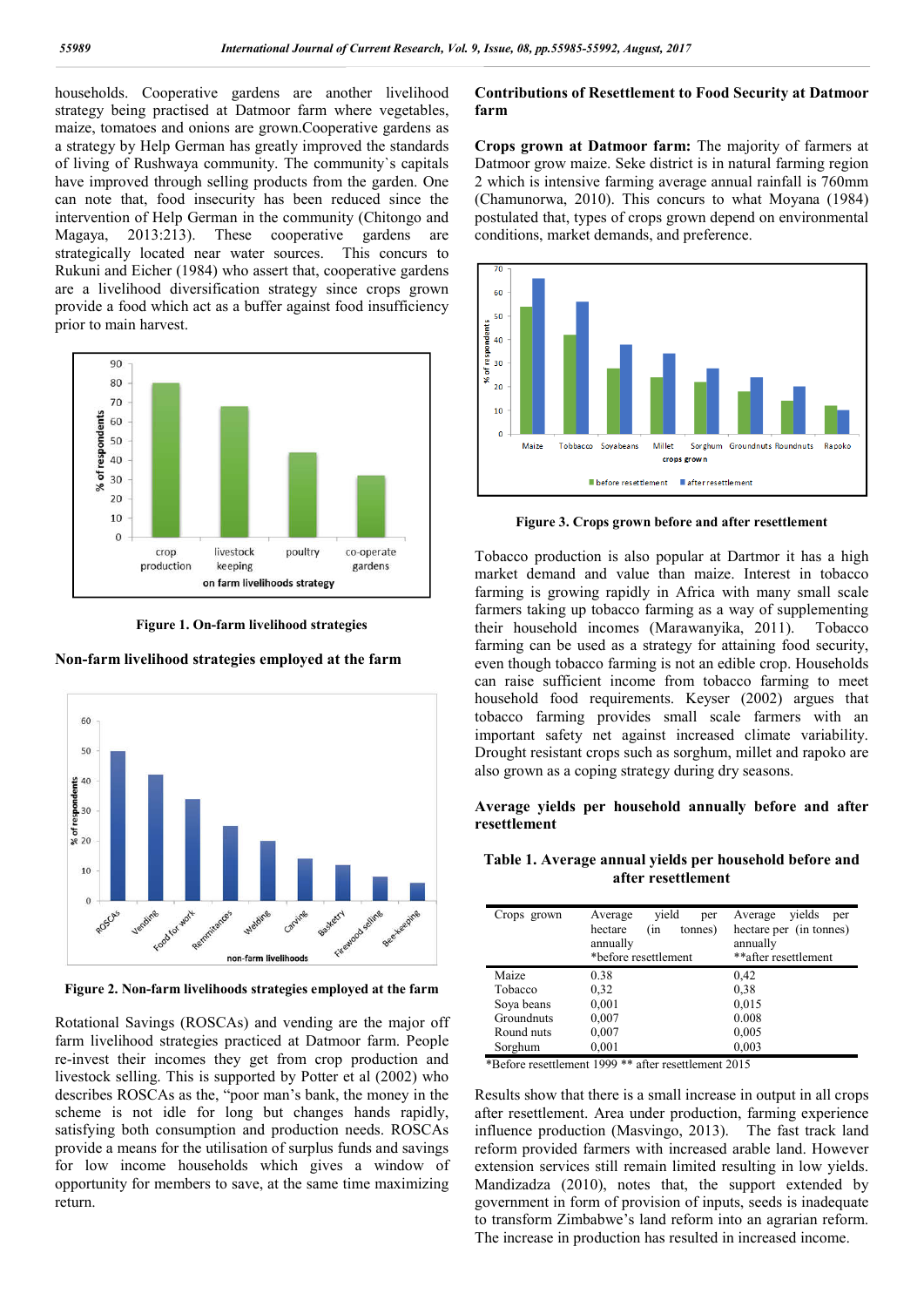households. Cooperative gardens are another livelihood strategy being practised at Datmoor farm where vegetables, maize, tomatoes and onions are grown.Cooperative gardens as a strategy by Help German has greatly improved the standards of living of Rushwaya community. The community`s capitals have improved through selling products from the garden. One can note that, food insecurity has been reduced since the intervention of Help German in the community (Chitongo and Magaya, 2013:213). These cooperative gardens are strategically located near water sources. This concurs to Rukuni and Eicher (1984) who assert that, cooperative gardens are a livelihood diversification strategy since crops grown provide a food which act as a buffer against food insufficiency prior to main harvest.

**Figure 1. On-farm livelihood strategies**

### Non-farm livelihood strategies employed at the farm

**Figure 2. Non-farm livelihoods strategies employed at the farm**

Rotational Savings (ROSCAs) and vending are the major off farm livelihood strategies practiced at Datmoor farm. People re-invest their incomes they get from crop production and livestock selling. This is supported by Potter et al (2002) who describes ROSCAs as the, "poor man's bank, the money in the scheme is not idle for long but changes hands rapidly, satisfying both consumption and production needs. ROSCAs provide a means for the utilisation of surplus funds and savings for low income households which gives a window of opportunity for members to save, at the same time maximizing return.

## Contributions of Resettlement to Food Security at Datmoor farm

**Crops grown at Datmoor farm:** The majority of farmers at Datmoor grow maize. Seke district is in natural farming region 2 which is intensive farming average annual rainfall is 760mm (Chamunorwa, 2010). This concurs to what Moyana (1984) postulated that, types of crops grown depend on environmental conditions, market demands, and preference.

**Figure 3. Crops grown before and after resettlement**

Tobacco production is also popular at Dartmor it has a high market demand and value than maize. Interest in tobacco farming is growing rapidly in Africa with many small scale farmers taking up tobacco farming as a way of supplementing their household incomes (Marawanyika, 2011). Tobacco farming can be used as a strategy for attaining food security, even though tobacco farming is not an edible crop. Households can raise sufficient income from tobacco farming to meet household food requirements. Keyser (2002) argues that tobacco farming provides small scale farmers with an important safety net against increased climate variability. Drought resistant crops such as sorghum, millet and rapoko are also grown as a coping strategy during dry seasons.

### Average yields per household annually before and after resettlement

**Table 1. Average annual yields per household before and after resettlement**

| Crops grown | Average yield per hectare (in tonnes) annually *before resettlement | Average yields per hectare per (in tonnes) annually **after resettlement |
|---|---|---|
| Maize | 0.38 | 0,42 |
| Tobacco | 0,32 | 0,38 |
| Soya beans | 0,001 | 0,015 |
| Groundnuts | 0,007 | 0.008 |
| Round nuts | 0,007 | 0,005 |
| Sorghum | 0,001 | 0,003 |

*Before resettlement 1999 ** after resettlement 2015

Results show that there is a small increase in output in all crops after resettlement. Area under production, farming experience influence production (Masvingo, 2013). The fast track land reform provided farmers with increased arable land. However extension services still remain limited resulting in low yields. Mandizadza (2010), notes that, the support extended by government in form of provision of inputs, seeds is inadequate to transform Zimbabwe's land reform into an agrarian reform. The increase in production has resulted in increased income.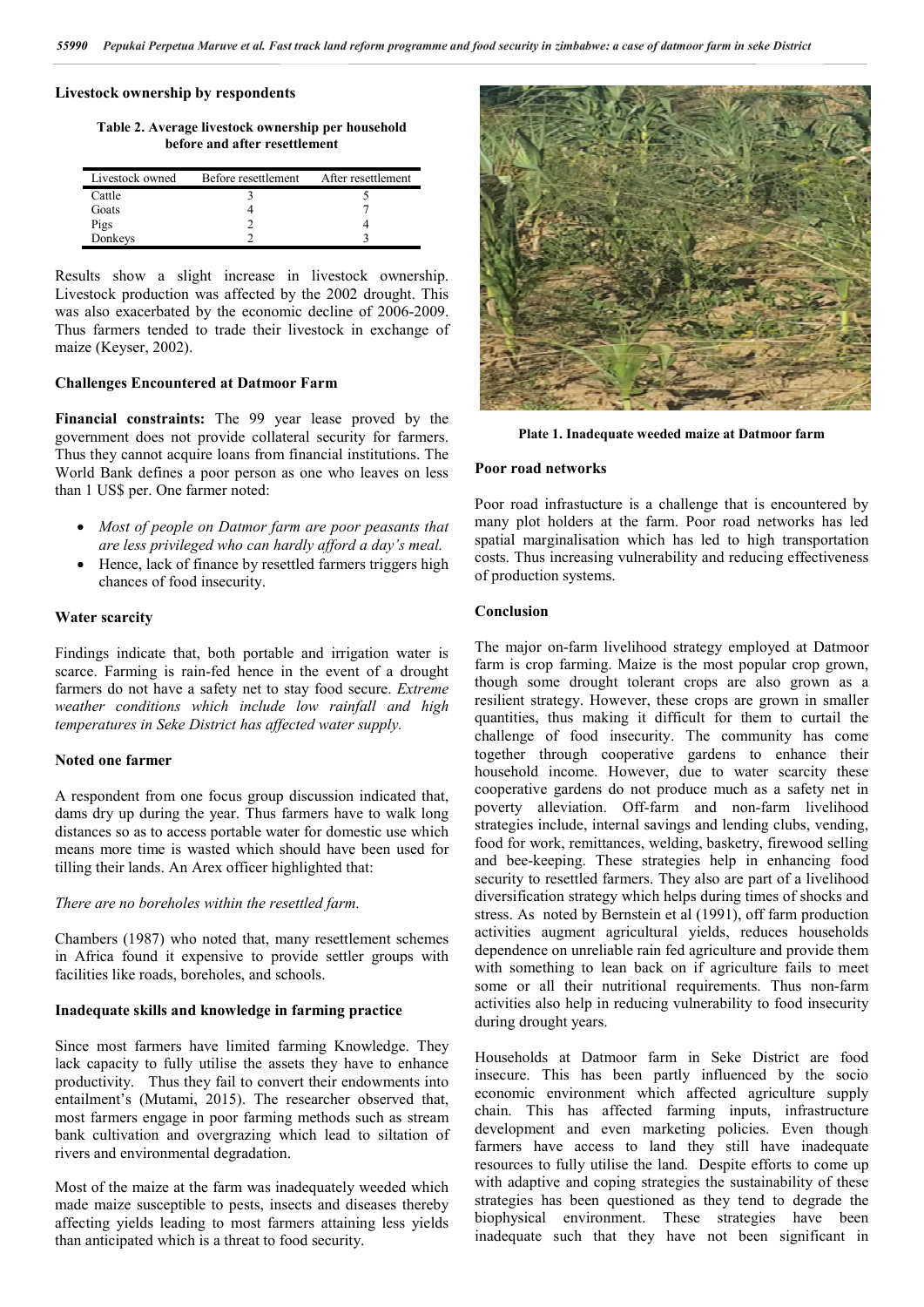### Livestock ownership by respondents

**Table 2. Average livestock ownership per household before and after resettlement**

| Livestock owned | Before resettlement | After resettlement |
|---|---|---|
| Cattle | 3 | 5 |
| Goats | 4 | 7 |
| Pigs | 2 | 4 |
| Donkeys | 2 | 3 |

Results show a slight increase in livestock ownership. Livestock production was affected by the 2002 drought. This was also exacerbated by the economic decline of 2006-2009. Thus farmers tended to trade their livestock in exchange of maize (Keyser, 2002).

### Challenges Encountered at Datmoor Farm

**Financial constraints:** The 99 year lease proved by the government does not provide collateral security for farmers. Thus they cannot acquire loans from financial institutions. The World Bank defines a poor person as one who leaves on less than 1 US$ per. One farmer noted:

- *Most of people on Datmor farm are poor peasants that are less privileged who can hardly afford a day's meal.*
- Hence, lack of finance by resettled farmers triggers high chances of food insecurity.

### Water scarcity

Findings indicate that, both portable and irrigation water is scarce. Farming is rain-fed hence in the event of a drought farmers do not have a safety net to stay food secure. *Extreme weather conditions which include low rainfall and high temperatures in Seke District has affected water supply.*

### Noted one farmer

A respondent from one focus group discussion indicated that, dams dry up during the year. Thus farmers have to walk long distances so as to access portable water for domestic use which means more time is wasted which should have been used for tilling their lands. An Arex officer highlighted that:

*There are no boreholes within the resettled farm.*

Chambers (1987) who noted that, many resettlement schemes in Africa found it expensive to provide settler groups with facilities like roads, boreholes, and schools.

### Inadequate skills and knowledge in farming practice

Since most farmers have limited farming Knowledge. They lack capacity to fully utilise the assets they have to enhance productivity. Thus they fail to convert their endowments into entailment's (Mutami, 2015). The researcher observed that, most farmers engage in poor farming methods such as stream bank cultivation and overgrazing which lead to siltation of rivers and environmental degradation.

Most of the maize at the farm was inadequately weeded which made maize susceptible to pests, insects and diseases thereby affecting yields leading to most farmers attaining less yields than anticipated which is a threat to food security.

**Plate 1. Inadequate weeded maize at Datmoor farm**

### Poor road networks

Poor road infrastucture is a challenge that is encountered by many plot holders at the farm. Poor road networks has led spatial marginalisation which has led to high transportation costs. Thus increasing vulnerability and reducing effectiveness of production systems.

### Conclusion

The major on-farm livelihood strategy employed at Datmoor farm is crop farming. Maize is the most popular crop grown, though some drought tolerant crops are also grown as a resilient strategy. However, these crops are grown in smaller quantities, thus making it difficult for them to curtail the challenge of food insecurity. The community has come together through cooperative gardens to enhance their household income. However, due to water scarcity these cooperative gardens do not produce much as a safety net in poverty alleviation. Off-farm and non-farm livelihood strategies include, internal savings and lending clubs, vending, food for work, remittances, welding, basketry, firewood selling and bee-keeping. These strategies help in enhancing food security to resettled farmers. They also are part of a livelihood diversification strategy which helps during times of shocks and stress. As noted by Bernstein et al (1991), off farm production activities augment agricultural yields, reduces households dependence on unreliable rain fed agriculture and provide them with something to lean back on if agriculture fails to meet some or all their nutritional requirements. Thus non-farm activities also help in reducing vulnerability to food insecurity during drought years.

Households at Datmoor farm in Seke District are food insecure. This has been partly influenced by the socio economic environment which affected agriculture supply chain. This has affected farming inputs, infrastructure development and even marketing policies. Even though farmers have access to land they still have inadequate resources to fully utilise the land. Despite efforts to come up with adaptive and coping strategies the sustainability of these strategies has been questioned as they tend to degrade the biophysical environment. These strategies have been inadequate such that they have not been significant in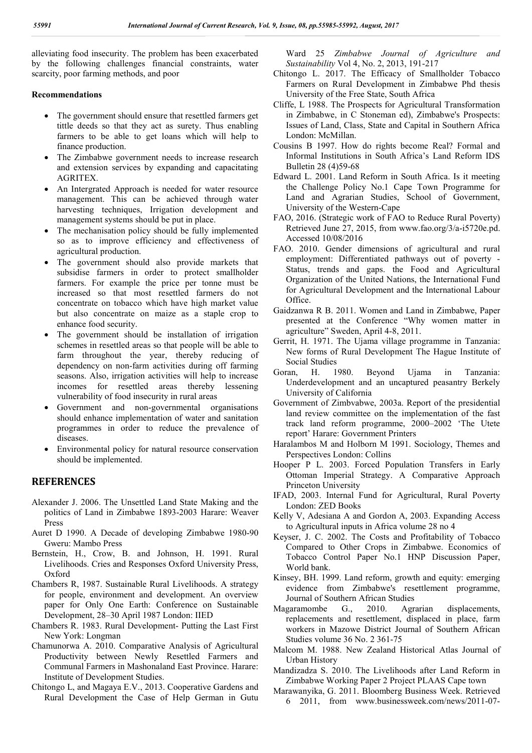alleviating food insecurity. The problem has been exacerbated by the following challenges financial constraints, water scarcity, poor farming methods, and poor

**Recommendations**

- The government should ensure that resettled farmers get tittle deeds so that they act as surety. Thus enabling farmers to be able to get loans which will help to finance production.
- The Zimbabwe government needs to increase research and extension services by expanding and capacitating AGRITEX.
- An Intergrated Approach is needed for water resource management. This can be achieved through water harvesting techniques, Irrigation development and management systems should be put in place.
- The mechanisation policy should be fully implemented so as to improve efficiency and effectiveness of agricultural production.
- The government should also provide markets that subsidise farmers in order to protect smallholder farmers. For example the price per tonne must be increased so that most resettled farmers do not concentrate on tobacco which have high market value but also concentrate on maize as a staple crop to enhance food security.
- The government should be installation of irrigation schemes in resettled areas so that people will be able to farm throughout the year, thereby reducing of dependency on non-farm activities during off farming seasons. Also, irrigation activities will help to increase incomes for resettled areas thereby lessening vulnerability of food insecurity in rural areas
- Government and non-governmental organisations should enhance implementation of water and sanitation programmes in order to reduce the prevalence of diseases.
- Environmental policy for natural resource conservation should be implemented.

## REFERENCES

Alexander J. 2006. The Unsettled Land State Making and the politics of Land in Zimbabwe 1893-2003 Harare: Weaver Press

Auret D 1990. A Decade of developing Zimbabwe 1980-90 Gweru: Mambo Press

Bernstein, H., Crow, B. and Johnson, H. 1991. Rural Livelihoods. Cries and Responses Oxford University Press, Oxford

Chambers R, 1987. Sustainable Rural Livelihoods. A strategy for people, environment and development. An overview paper for Only One Earth: Conference on Sustainable Development, 28–30 April 1987 London: IIED

Chambers R. 1983. Rural Development- Putting the Last First New York: Longman

Chamunorwa A. 2010. Comparative Analysis of Agricultural Productivity between Newly Resettled Farmers and Communal Farmers in Mashonaland East Province. Harare: Institute of Development Studies.

Chitongo L, and Magaya E.V., 2013. Cooperative Gardens and Rural Development the Case of Help German in Gutu Ward 25 *Zimbabwe Journal of Agriculture and Sustainability* Vol 4, No. 2, 2013, 191-217

Chitongo L. 2017. The Efficacy of Smallholder Tobacco Farmers on Rural Development in Zimbabwe Phd thesis University of the Free State, South Africa

Cliffe, L 1988. The Prospects for Agricultural Transformation in Zimbabwe, in C Stoneman ed), Zimbabwe's Prospects: Issues of Land, Class, State and Capital in Southern Africa London: McMillan.

Cousins B 1997. How do rights become Real? Formal and Informal Institutions in South Africa's Land Reform IDS Bulletin 28 (4)59-68

Edward L. 2001. Land Reform in South Africa. Is it meeting the Challenge Policy No.1 Cape Town Programme for Land and Agrarian Studies, School of Government, University of the Western-Cape

FAO, 2016. (Strategic work of FAO to Reduce Rural Poverty) Retrieved June 27, 2015, from www.fao.org/3/a-i5720e.pd. Accessed 10/08/2016

FAO. 2010. Gender dimensions of agricultural and rural employment: Differentiated pathways out of poverty - Status, trends and gaps. the Food and Agricultural Organization of the United Nations, the International Fund for Agricultural Development and the International Labour Office.

Gaidzanwa R B. 2011. Women and Land in Zimbabwe, Paper presented at the Conference "Why women matter in agriculture" Sweden, April 4-8, 2011.

Gerrit, H. 1971. The Ujama village programme in Tanzania: New forms of Rural Development The Hague Institute of Social Studies

Goran, H. 1980. Beyond Ujama in Tanzania: Underdevelopment and an uncaptured peasantry Berkely University of California

Government of Zimbvabwe, 2003a. Report of the presidential land review committee on the implementation of the fast track land reform programme, 2000–2002 'The Utete report' Harare: Government Printers

Haralambos M and Holborn M 1991. Sociology, Themes and Perspectives London: Collins

Hooper P L. 2003. Forced Population Transfers in Early Ottoman Imperial Strategy. A Comparative Approach Princeton University

IFAD, 2003. Internal Fund for Agricultural, Rural Poverty London: ZED Books

Kelly V, Adesiana A and Gordon A, 2003. Expanding Access to Agricultural inputs in Africa volume 28 no 4

Keyser, J. C. 2002. The Costs and Profitability of Tobacco Compared to Other Crops in Zimbabwe. Economics of Tobacco Control Paper No.1 HNP Discussion Paper, World bank.

Kinsey, BH. 1999. Land reform, growth and equity: emerging evidence from Zimbabwe's resettlement programme, Journal of Southern African Studies

Magaramombe G., 2010. Agrarian displacements, replacements and resettlement, displaced in place, farm workers in Mazowe District Journal of Southern African Studies volume 36 No. 2 361-75

Malcom M. 1988. New Zealand Historical Atlas Journal of Urban History

Mandizadza S. 2010. The Livelihoods after Land Reform in Zimbabwe Working Paper 2 Project PLAAS Cape town

Marawanyika, G. 2011. Bloomberg Business Week. Retrieved 6 2011, from www.businessweek.com/news/2011-07-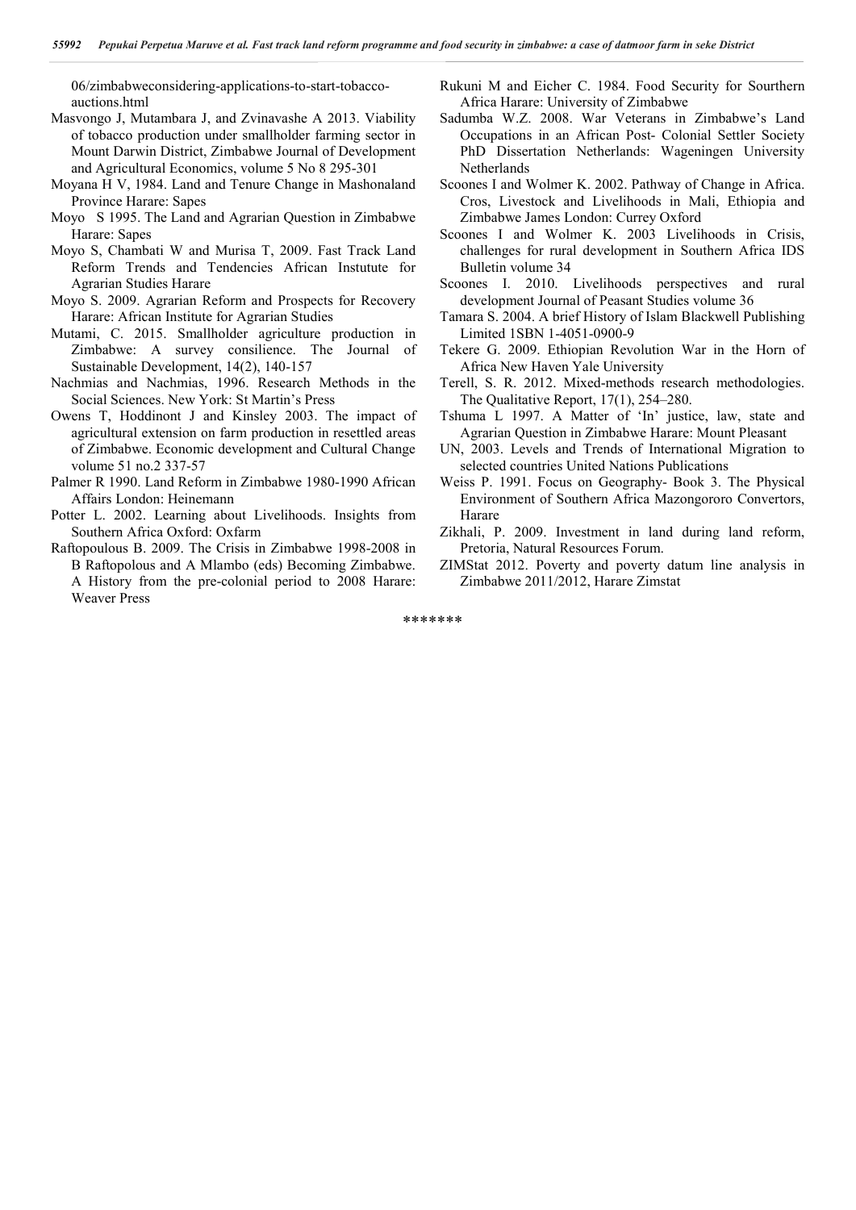06/zimbabweconsidering-applications-to-start-tobacco-auctions.html

Masvongo J, Mutambara J, and Zvinavashe A 2013. Viability of tobacco production under smallholder farming sector in Mount Darwin District, Zimbabwe Journal of Development and Agricultural Economics, volume 5 No 8 295-301

Moyana H V, 1984. Land and Tenure Change in Mashonaland Province Harare: Sapes

Moyo S 1995. The Land and Agrarian Question in Zimbabwe Harare: Sapes

Moyo S, Chambati W and Murisa T, 2009. Fast Track Land Reform Trends and Tendencies African Instutute for Agrarian Studies Harare

Moyo S. 2009. Agrarian Reform and Prospects for Recovery Harare: African Institute for Agrarian Studies

Mutami, C. 2015. Smallholder agriculture production in Zimbabwe: A survey consilience. The Journal of Sustainable Development, 14(2), 140-157

Nachmias and Nachmias, 1996. Research Methods in the Social Sciences. New York: St Martin's Press

Owens T, Hoddinont J and Kinsley 2003. The impact of agricultural extension on farm production in resettled areas of Zimbabwe. Economic development and Cultural Change volume 51 no.2 337-57

Palmer R 1990. Land Reform in Zimbabwe 1980-1990 African Affairs London: Heinemann

Potter L. 2002. Learning about Livelihoods. Insights from Southern Africa Oxford: Oxfarm

Raftopoulous B. 2009. The Crisis in Zimbabwe 1998-2008 in B Raftopolous and A Mlambo (eds) Becoming Zimbabwe. A History from the pre-colonial period to 2008 Harare: Weaver Press

Rukuni M and Eicher C. 1984. Food Security for Sourthern Africa Harare: University of Zimbabwe

Sadumba W.Z. 2008. War Veterans in Zimbabwe's Land Occupations in an African Post- Colonial Settler Society PhD Dissertation Netherlands: Wageningen University Netherlands

Scoones I and Wolmer K. 2002. Pathway of Change in Africa. Cros, Livestock and Livelihoods in Mali, Ethiopia and Zimbabwe James London: Currey Oxford

Scoones I and Wolmer K. 2003 Livelihoods in Crisis, challenges for rural development in Southern Africa IDS Bulletin volume 34

Scoones I. 2010. Livelihoods perspectives and rural development Journal of Peasant Studies volume 36

Tamara S. 2004. A brief History of Islam Blackwell Publishing Limited 1SBN 1-4051-0900-9

Tekere G. 2009. Ethiopian Revolution War in the Horn of Africa New Haven Yale University

Terell, S. R. 2012. Mixed-methods research methodologies. The Qualitative Report, 17(1), 254–280.

Tshuma L 1997. A Matter of 'In' justice, law, state and Agrarian Question in Zimbabwe Harare: Mount Pleasant

UN, 2003. Levels and Trends of International Migration to selected countries United Nations Publications

Weiss P. 1991. Focus on Geography- Book 3. The Physical Environment of Southern Africa Mazongororo Convertors, Harare

Zikhali, P. 2009. Investment in land during land reform, Pretoria, Natural Resources Forum.

ZIMStat 2012. Poverty and poverty datum line analysis in Zimbabwe 2011/2012, Harare Zimstat

\*\*\*\*\*\*\*